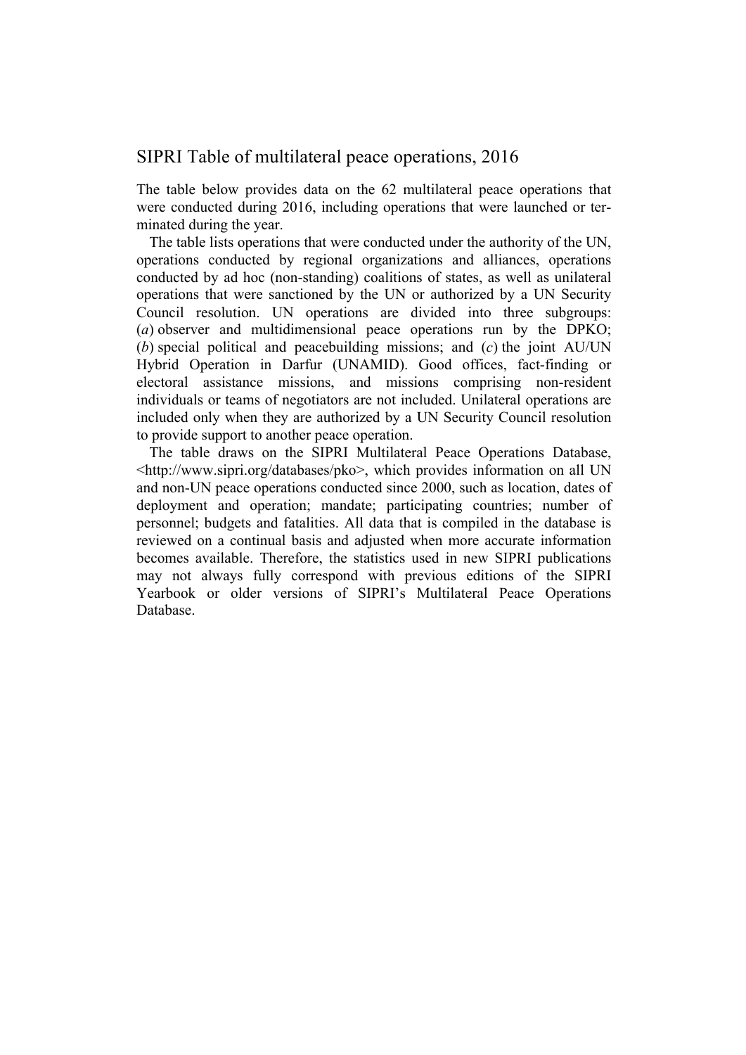# SIPRI Table of multilateral peace operations, 2016

The table below provides data on the 62 multilateral peace operations that were conducted during 2016, including operations that were launched or terminated during the year.

The table lists operations that were conducted under the authority of the UN, operations conducted by regional organizations and alliances, operations conducted by ad hoc (non-standing) coalitions of states, as well as unilateral operations that were sanctioned by the UN or authorized by a UN Security Council resolution. UN operations are divided into three subgroups: (*a*) observer and multidimensional peace operations run by the DPKO; (*b*) special political and peacebuilding missions; and (*c*) the joint AU/UN Hybrid Operation in Darfur (UNAMID). Good offices, fact-finding or electoral assistance missions, and missions comprising non-resident individuals or teams of negotiators are not included. Unilateral operations are included only when they are authorized by a UN Security Council resolution to provide support to another peace operation.

The table draws on the SIPRI Multilateral Peace Operations Database, <http://www.sipri.org/databases/pko>, which provides information on all UN and non-UN peace operations conducted since 2000, such as location, dates of deployment and operation; mandate; participating countries; number of personnel; budgets and fatalities. All data that is compiled in the database is reviewed on a continual basis and adjusted when more accurate information becomes available. Therefore, the statistics used in new SIPRI publications may not always fully correspond with previous editions of the SIPRI Yearbook or older versions of SIPRI's Multilateral Peace Operations Database.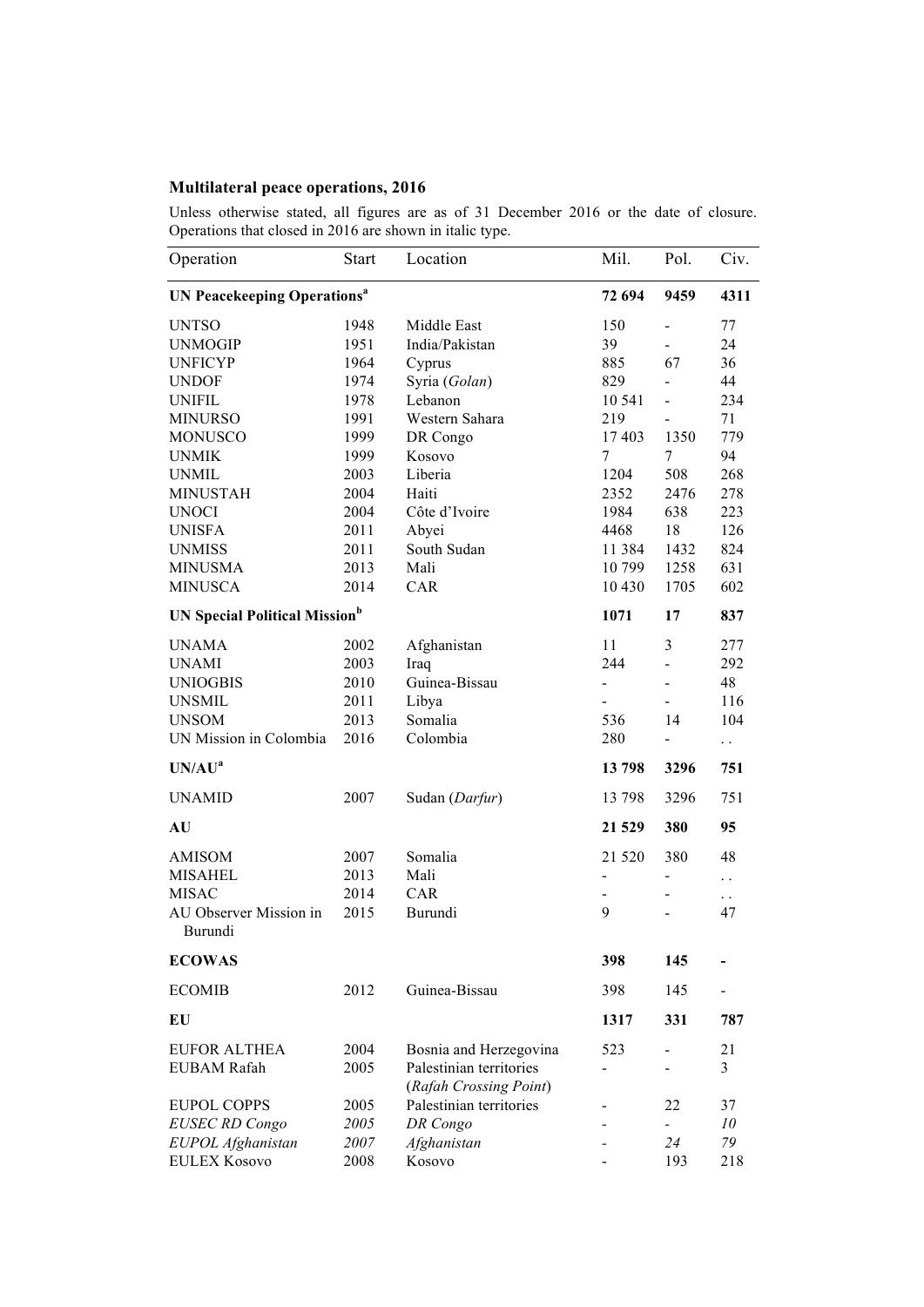## Multilateral peace operations, 2016

Unless otherwise stated, all figures are as of 31 December 2016 or the date of closure. Operations that closed in 2016 are shown in italic type.

| Operation | Start | Location | Mil. | Pol. | Civ. |
|---|---|---|---|---|---|
| **UN Peacekeeping Operations[a]** | | | **72 694** | **9459** | **4311** |
| UNTSO | 1948 | Middle East | 150 | - | 77 |
| UNMOGIP | 1951 | India/Pakistan | 39 | - | 24 |
| UNFICYP | 1964 | Cyprus | 885 | 67 | 36 |
| UNDOF | 1974 | Syria (*Golan*) | 829 | - | 44 |
| UNIFIL | 1978 | Lebanon | 10 541 | - | 234 |
| MINURSO | 1991 | Western Sahara | 219 | - | 71 |
| MONUSCO | 1999 | DR Congo | 17 403 | 1350 | 779 |
| UNMIK | 1999 | Kosovo | 7 | 7 | 94 |
| UNMIL | 2003 | Liberia | 1204 | 508 | 268 |
| MINUSTAH | 2004 | Haiti | 2352 | 2476 | 278 |
| UNOCI | 2004 | Côte d'Ivoire | 1984 | 638 | 223 |
| UNISFA | 2011 | Abyei | 4468 | 18 | 126 |
| UNMISS | 2011 | South Sudan | 11 384 | 1432 | 824 |
| MINUSMA | 2013 | Mali | 10 799 | 1258 | 631 |
| MINUSCA | 2014 | CAR | 10 430 | 1705 | 602 |
| **UN Special Political Mission[b]** | | | **1071** | **17** | **837** |
| UNAMA | 2002 | Afghanistan | 11 | 3 | 277 |
| UNAMI | 2003 | Iraq | 244 | - | 292 |
| UNIOGBIS | 2010 | Guinea-Bissau | - | - | 48 |
| UNSMIL | 2011 | Libya | - | - | 116 |
| UNSOM | 2013 | Somalia | 536 | 14 | 104 |
| UN Mission in Colombia | 2016 | Colombia | 280 | - | . . |
| **UN/AU[a]** | | | **13 798** | **3296** | **751** |
| UNAMID | 2007 | Sudan (*Darfur*) | 13 798 | 3296 | 751 |
| **AU** | | | **21 529** | **380** | **95** |
| AMISOM | 2007 | Somalia | 21 520 | 380 | 48 |
| MISAHEL | 2013 | Mali | - | - | . . |
| MISAC | 2014 | CAR | - | - | . . |
| AU Observer Mission in Burundi | 2015 | Burundi | 9 | - | 47 |
| **ECOWAS** | | | **398** | **145** | **-** |
| ECOMIB | 2012 | Guinea-Bissau | 398 | 145 | - |
| **EU** | | | **1317** | **331** | **787** |
| EUFOR ALTHEA | 2004 | Bosnia and Herzegovina | 523 | - | 21 |
| EUBAM Rafah | 2005 | Palestinian territories (*Rafah Crossing Point*) | - | - | 3 |
| EUPOL COPPS | 2005 | Palestinian territories | - | 22 | 37 |
| *EUSEC RD Congo* | *2005* | *DR Congo* | - | - | *10* |
| *EUPOL Afghanistan* | *2007* | *Afghanistan* | - | *24* | *79* |
| EULEX Kosovo | 2008 | Kosovo | - | 193 | 218 |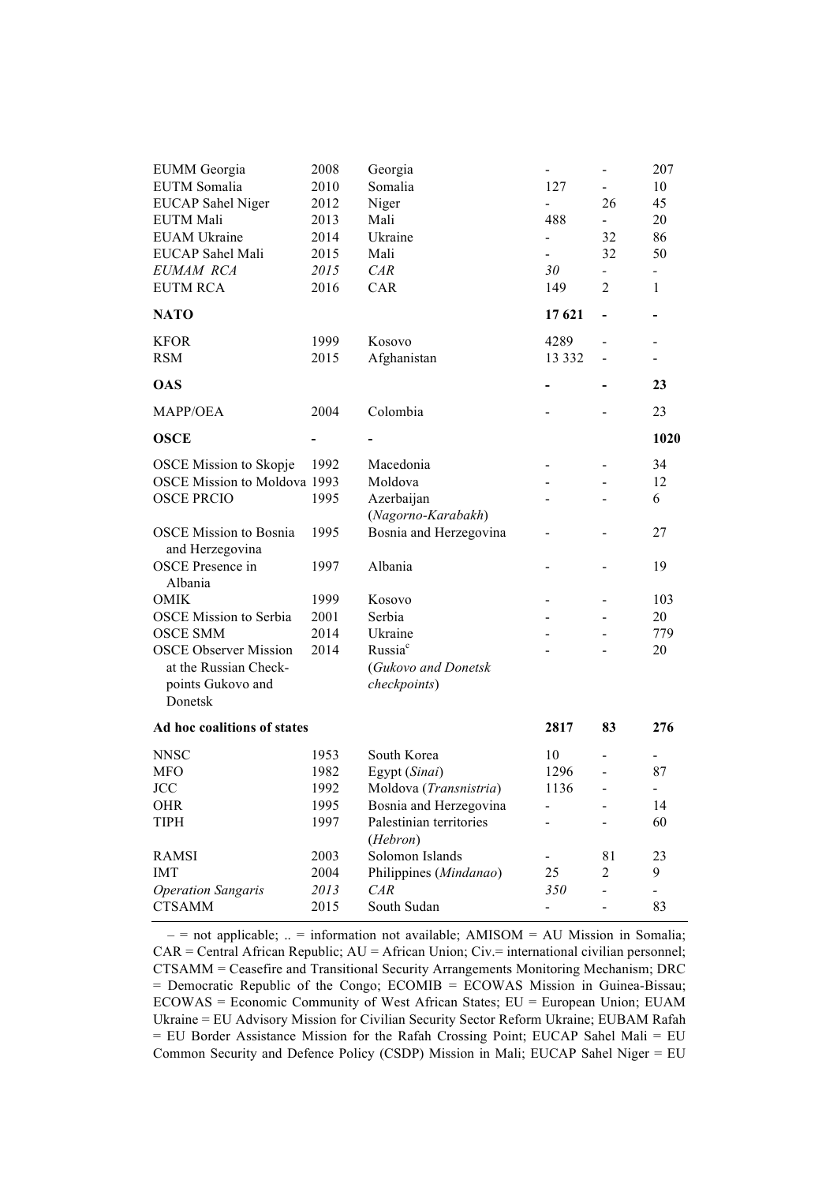| | | | | | |
|---|---|---|---|---|---|
| EUMM Georgia | 2008 | Georgia | - | - | 207 |
| EUTM Somalia | 2010 | Somalia | 127 | - | 10 |
| EUCAP Sahel Niger | 2012 | Niger | - | 26 | 45 |
| EUTM Mali | 2013 | Mali | 488 | - | 20 |
| EUAM Ukraine | 2014 | Ukraine | - | 32 | 86 |
| EUCAP Sahel Mali | 2015 | Mali | - | 32 | 50 |
| *EUMAM RCA* | *2015* | *CAR* | *30* | - | - |
| EUTM RCA | 2016 | CAR | 149 | 2 | 1 |
| **NATO** | | | **17 621** | **-** | **-** |
| KFOR | 1999 | Kosovo | 4289 | - | - |
| RSM | 2015 | Afghanistan | 13 332 | - | - |
| **OAS** | | | **-** | **-** | **23** |
| MAPP/OEA | 2004 | Colombia | - | - | 23 |
| **OSCE** | **-** | **-** | | | **1020** |
| OSCE Mission to Skopje | 1992 | Macedonia | - | - | 34 |
| OSCE Mission to Moldova | 1993 | Moldova | - | - | 12 |
| OSCE PRCIO | 1995 | Azerbaijan (*Nagorno-Karabakh*) | - | - | 6 |
| OSCE Mission to Bosnia and Herzegovina | 1995 | Bosnia and Herzegovina | - | - | 27 |
| OSCE Presence in Albania | 1997 | Albania | - | - | 19 |
| OMIK | 1999 | Kosovo | - | - | 103 |
| OSCE Mission to Serbia | 2001 | Serbia | - | - | 20 |
| OSCE SMM | 2014 | Ukraine | - | - | 779 |
| OSCE Observer Mission at the Russian Check-points Gukovo and Donetsk | 2014 | Russia[c] (*Gukovo and Donetsk checkpoints*) | - | - | 20 |
| **Ad hoc coalitions of states** | | | **2817** | **83** | **276** |
| NNSC | 1953 | South Korea | 10 | - | - |
| MFO | 1982 | Egypt (*Sinai*) | 1296 | - | 87 |
| JCC | 1992 | Moldova (*Transnistria*) | 1136 | - | - |
| OHR | 1995 | Bosnia and Herzegovina | - | - | 14 |
| TIPH | 1997 | Palestinian territories (*Hebron*) | - | - | 60 |
| RAMSI | 2003 | Solomon Islands | - | 81 | 23 |
| IMT | 2004 | Philippines (*Mindanao*) | 25 | 2 | 9 |
| *Operation Sangaris* | *2013* | *CAR* | *350* | - | - |
| CTSAMM | 2015 | South Sudan | - | - | 83 |

– = not applicable; .. = information not available; AMISOM = AU Mission in Somalia; CAR = Central African Republic; AU = African Union; Civ.= international civilian personnel; CTSAMM = Ceasefire and Transitional Security Arrangements Monitoring Mechanism; DRC = Democratic Republic of the Congo; ECOMIB = ECOWAS Mission in Guinea-Bissau; ECOWAS = Economic Community of West African States; EU = European Union; EUAM Ukraine = EU Advisory Mission for Civilian Security Sector Reform Ukraine; EUBAM Rafah = EU Border Assistance Mission for the Rafah Crossing Point; EUCAP Sahel Mali = EU Common Security and Defence Policy (CSDP) Mission in Mali; EUCAP Sahel Niger = EU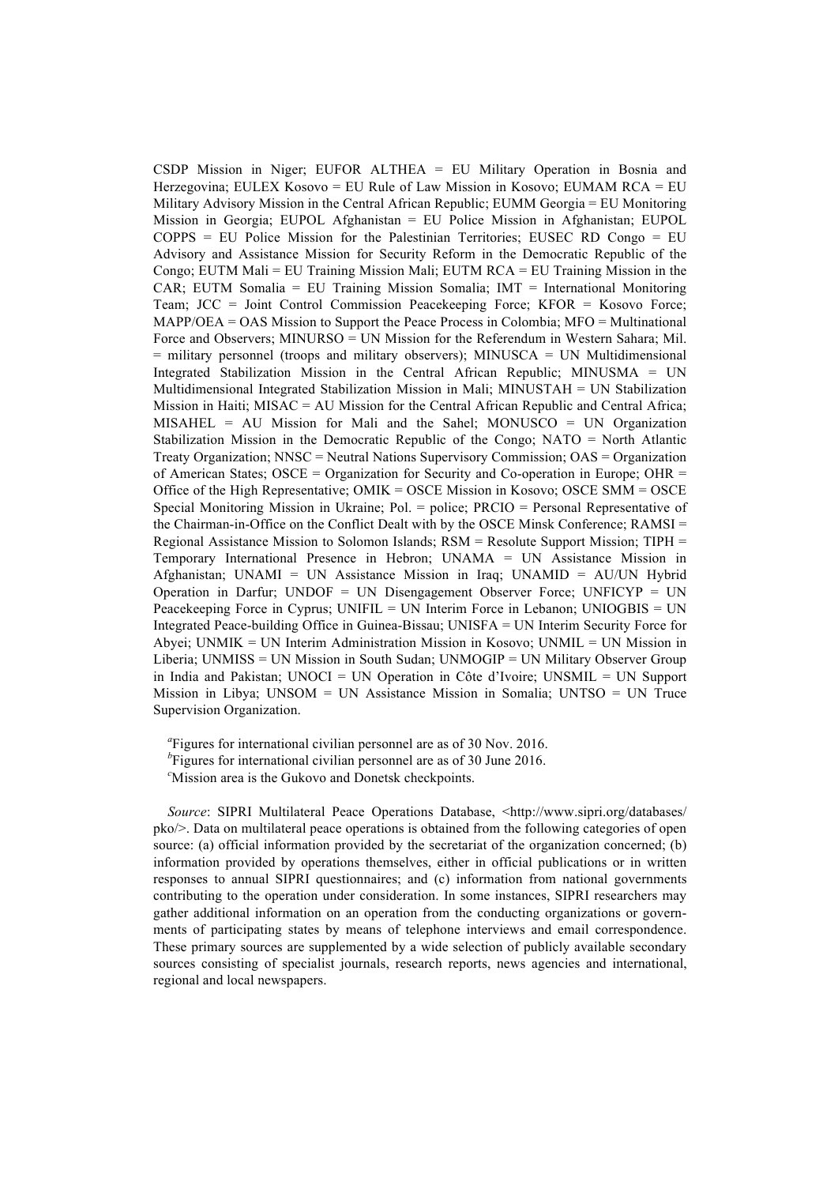CSDP Mission in Niger; EUFOR ALTHEA = EU Military Operation in Bosnia and Herzegovina; EULEX Kosovo = EU Rule of Law Mission in Kosovo; EUMAM RCA = EU Military Advisory Mission in the Central African Republic; EUMM Georgia = EU Monitoring Mission in Georgia; EUPOL Afghanistan = EU Police Mission in Afghanistan; EUPOL COPPS = EU Police Mission for the Palestinian Territories; EUSEC RD Congo = EU Advisory and Assistance Mission for Security Reform in the Democratic Republic of the Congo; EUTM Mali = EU Training Mission Mali; EUTM RCA = EU Training Mission in the CAR; EUTM Somalia = EU Training Mission Somalia; IMT = International Monitoring Team; JCC = Joint Control Commission Peacekeeping Force; KFOR = Kosovo Force; MAPP/OEA = OAS Mission to Support the Peace Process in Colombia; MFO = Multinational Force and Observers; MINURSO = UN Mission for the Referendum in Western Sahara; Mil. = military personnel (troops and military observers); MINUSCA = UN Multidimensional Integrated Stabilization Mission in the Central African Republic; MINUSMA = UN Multidimensional Integrated Stabilization Mission in Mali; MINUSTAH = UN Stabilization Mission in Haiti; MISAC = AU Mission for the Central African Republic and Central Africa; MISAHEL = AU Mission for Mali and the Sahel; MONUSCO = UN Organization Stabilization Mission in the Democratic Republic of the Congo; NATO = North Atlantic Treaty Organization; NNSC = Neutral Nations Supervisory Commission; OAS = Organization of American States; OSCE = Organization for Security and Co-operation in Europe; OHR = Office of the High Representative; OMIK = OSCE Mission in Kosovo; OSCE SMM = OSCE Special Monitoring Mission in Ukraine; Pol. = police; PRCIO = Personal Representative of the Chairman-in-Office on the Conflict Dealt with by the OSCE Minsk Conference; RAMSI = Regional Assistance Mission to Solomon Islands; RSM = Resolute Support Mission; TIPH = Temporary International Presence in Hebron; UNAMA = UN Assistance Mission in Afghanistan; UNAMI = UN Assistance Mission in Iraq; UNAMID = AU/UN Hybrid Operation in Darfur; UNDOF = UN Disengagement Observer Force; UNFICYP = UN Peacekeeping Force in Cyprus; UNIFIL = UN Interim Force in Lebanon; UNIOGBIS = UN Integrated Peace-building Office in Guinea-Bissau; UNISFA = UN Interim Security Force for Abyei; UNMIK = UN Interim Administration Mission in Kosovo; UNMIL = UN Mission in Liberia; UNMISS = UN Mission in South Sudan; UNMOGIP = UN Military Observer Group in India and Pakistan; UNOCI = UN Operation in Côte d'Ivoire; UNSMIL = UN Support Mission in Libya; UNSOM = UN Assistance Mission in Somalia; UNTSO = UN Truce Supervision Organization.

[a] Figures for international civilian personnel are as of 30 Nov. 2016.
[b] Figures for international civilian personnel are as of 30 June 2016.
[c] Mission area is the Gukovo and Donetsk checkpoints.

*Source*: SIPRI Multilateral Peace Operations Database, <http://www.sipri.org/databases/pko/>. Data on multilateral peace operations is obtained from the following categories of open source: (a) official information provided by the secretariat of the organization concerned; (b) information provided by operations themselves, either in official publications or in written responses to annual SIPRI questionnaires; and (c) information from national governments contributing to the operation under consideration. In some instances, SIPRI researchers may gather additional information on an operation from the conducting organizations or governments of participating states by means of telephone interviews and email correspondence. These primary sources are supplemented by a wide selection of publicly available secondary sources consisting of specialist journals, research reports, news agencies and international, regional and local newspapers.